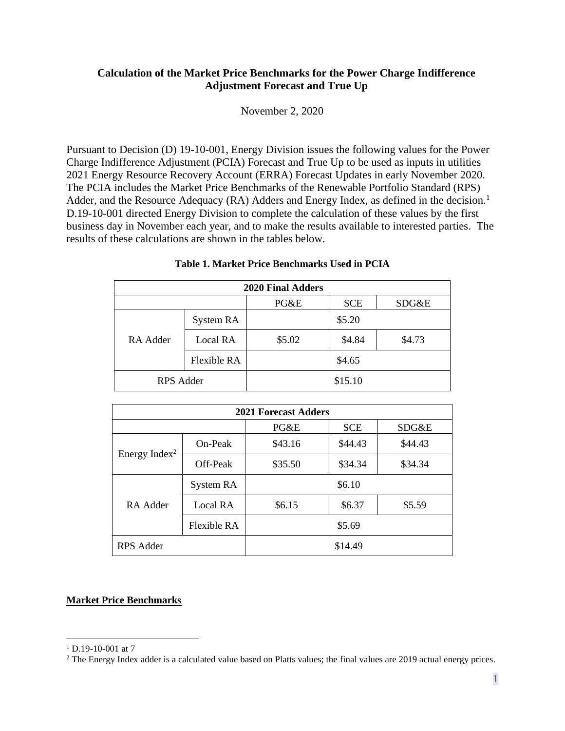# Calculation of the Market Price Benchmarks for the Power Charge Indifference Adjustment Forecast and True Up

November 2, 2020

Pursuant to Decision (D) 19-10-001, Energy Division issues the following values for the Power Charge Indifference Adjustment (PCIA) Forecast and True Up to be used as inputs in utilities 2021 Energy Resource Recovery Account (ERRA) Forecast Updates in early November 2020. The PCIA includes the Market Price Benchmarks of the Renewable Portfolio Standard (RPS) Adder, and the Resource Adequacy (RA) Adders and Energy Index, as defined in the decision.[1] D.19-10-001 directed Energy Division to complete the calculation of these values by the first business day in November each year, and to make the results available to interested parties. The results of these calculations are shown in the tables below.

**Table 1. Market Price Benchmarks Used in PCIA**

| 2020 Final Adders | | | | |
|---|---|---|---|---|
| | | PG&E | SCE | SDG&E |
| RA Adder | System RA | $5.20 | | |
| | Local RA | $5.02 | $4.84 | $4.73 |
| | Flexible RA | $4.65 | | |
| RPS Adder | | $15.10 | | |

| 2021 Forecast Adders | | | | |
|---|---|---|---|---|
| | | PG&E | SCE | SDG&E |
| Energy Index[2] | On-Peak | $43.16 | $44.43 | $44.43 |
| | Off-Peak | $35.50 | $34.34 | $34.34 |
| RA Adder | System RA | $6.10 | | |
| | Local RA | $6.15 | $6.37 | $5.59 |
| | Flexible RA | $5.69 | | |
| RPS Adder | | $14.49 | | |

**<u>Market Price Benchmarks</u>**

---

[1] D.19-10-001 at 7

[2] The Energy Index adder is a calculated value based on Platts values; the final values are 2019 actual energy prices.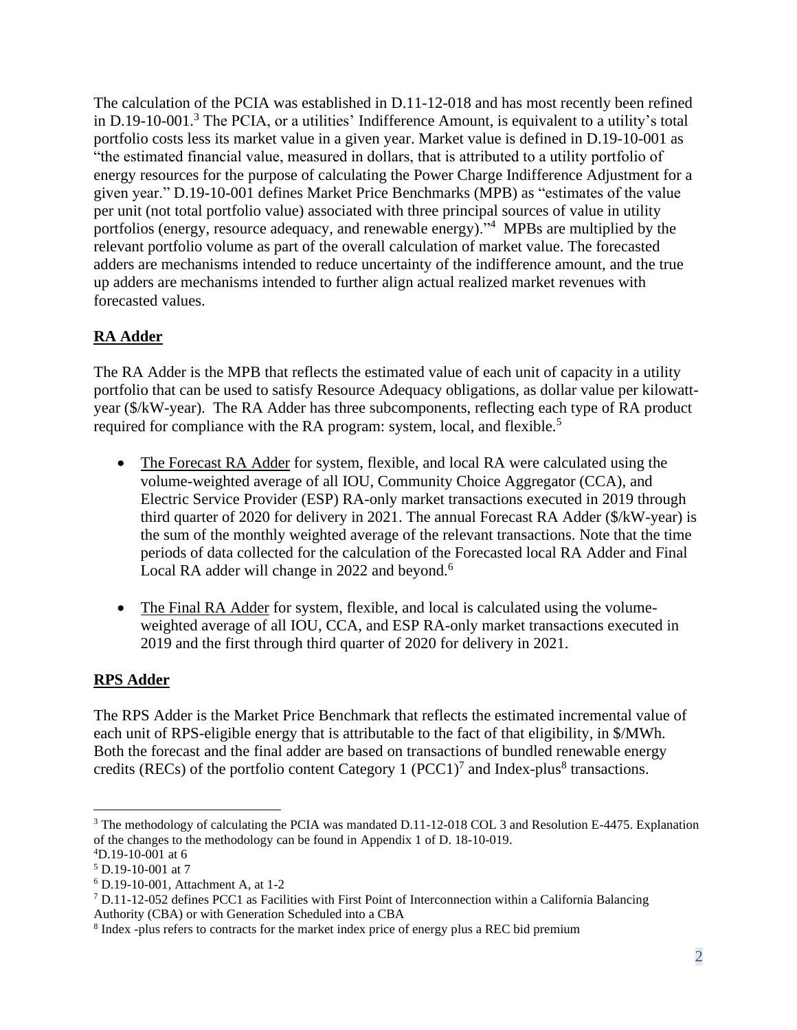The calculation of the PCIA was established in D.11-12-018 and has most recently been refined in D.19-10-001.[3] The PCIA, or a utilities' Indifference Amount, is equivalent to a utility's total portfolio costs less its market value in a given year. Market value is defined in D.19-10-001 as "the estimated financial value, measured in dollars, that is attributed to a utility portfolio of energy resources for the purpose of calculating the Power Charge Indifference Adjustment for a given year." D.19-10-001 defines Market Price Benchmarks (MPB) as "estimates of the value per unit (not total portfolio value) associated with three principal sources of value in utility portfolios (energy, resource adequacy, and renewable energy)."[4] MPBs are multiplied by the relevant portfolio volume as part of the overall calculation of market value. The forecasted adders are mechanisms intended to reduce uncertainty of the indifference amount, and the true up adders are mechanisms intended to further align actual realized market revenues with forecasted values.

**RA Adder**

The RA Adder is the MPB that reflects the estimated value of each unit of capacity in a utility portfolio that can be used to satisfy Resource Adequacy obligations, as dollar value per kilowatt-year ($/kW-year). The RA Adder has three subcomponents, reflecting each type of RA product required for compliance with the RA program: system, local, and flexible.[5]

- The Forecast RA Adder for system, flexible, and local RA were calculated using the volume-weighted average of all IOU, Community Choice Aggregator (CCA), and Electric Service Provider (ESP) RA-only market transactions executed in 2019 through third quarter of 2020 for delivery in 2021. The annual Forecast RA Adder ($/kW-year) is the sum of the monthly weighted average of the relevant transactions. Note that the time periods of data collected for the calculation of the Forecasted local RA Adder and Final Local RA adder will change in 2022 and beyond.[6]

- The Final RA Adder for system, flexible, and local is calculated using the volume-weighted average of all IOU, CCA, and ESP RA-only market transactions executed in 2019 and the first through third quarter of 2020 for delivery in 2021.

**RPS Adder**

The RPS Adder is the Market Price Benchmark that reflects the estimated incremental value of each unit of RPS-eligible energy that is attributable to the fact of that eligibility, in $/MWh. Both the forecast and the final adder are based on transactions of bundled renewable energy credits (RECs) of the portfolio content Category 1 (PCC1)[7] and Index-plus[8] transactions.

---

[3] The methodology of calculating the PCIA was mandated D.11-12-018 COL 3 and Resolution E-4475. Explanation of the changes to the methodology can be found in Appendix 1 of D. 18-10-019.

[4] D.19-10-001 at 6

[5] D.19-10-001 at 7

[6] D.19-10-001, Attachment A, at 1-2

[7] D.11-12-052 defines PCC1 as Facilities with First Point of Interconnection within a California Balancing Authority (CBA) or with Generation Scheduled into a CBA

[8] Index -plus refers to contracts for the market index price of energy plus a REC bid premium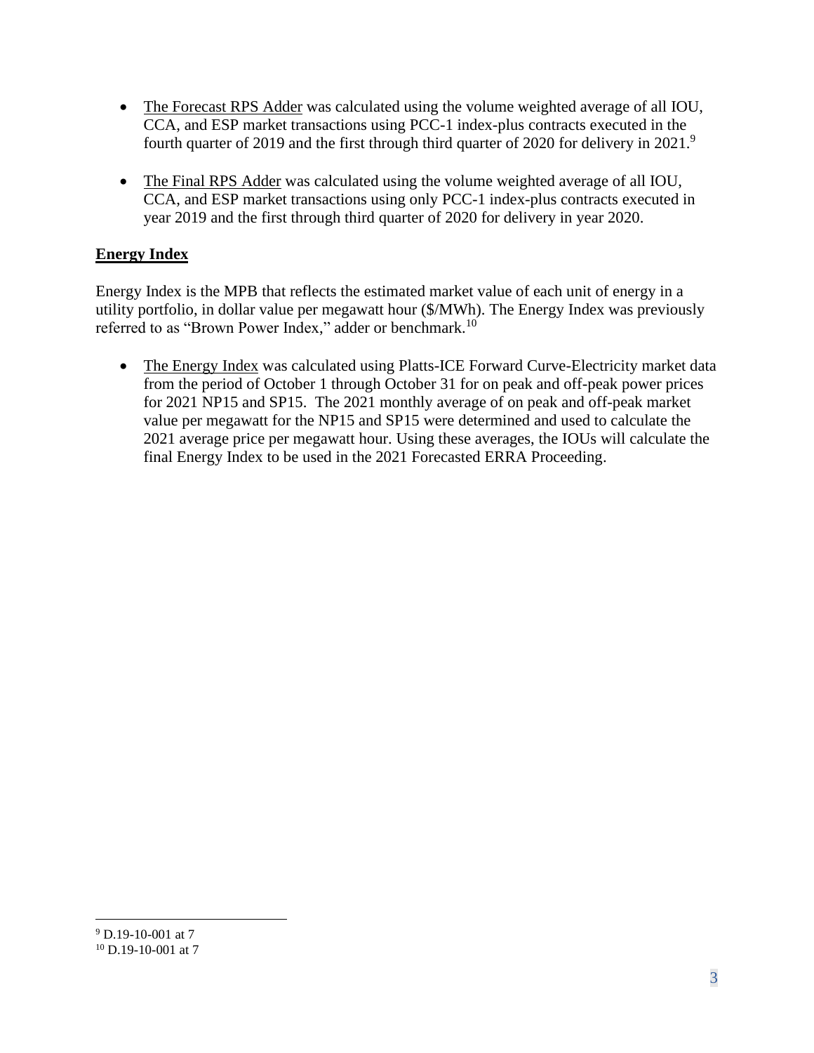- The Forecast RPS Adder was calculated using the volume weighted average of all IOU, CCA, and ESP market transactions using PCC-1 index-plus contracts executed in the fourth quarter of 2019 and the first through third quarter of 2020 for delivery in 2021.[9]

- The Final RPS Adder was calculated using the volume weighted average of all IOU, CCA, and ESP market transactions using only PCC-1 index-plus contracts executed in year 2019 and the first through third quarter of 2020 for delivery in year 2020.

## Energy Index

Energy Index is the MPB that reflects the estimated market value of each unit of energy in a utility portfolio, in dollar value per megawatt hour ($/MWh). The Energy Index was previously referred to as "Brown Power Index," adder or benchmark.[10]

- The Energy Index was calculated using Platts-ICE Forward Curve-Electricity market data from the period of October 1 through October 31 for on peak and off-peak power prices for 2021 NP15 and SP15. The 2021 monthly average of on peak and off-peak market value per megawatt for the NP15 and SP15 were determined and used to calculate the 2021 average price per megawatt hour. Using these averages, the IOUs will calculate the final Energy Index to be used in the 2021 Forecasted ERRA Proceeding.

---

[9] D.19-10-001 at 7

[10] D.19-10-001 at 7